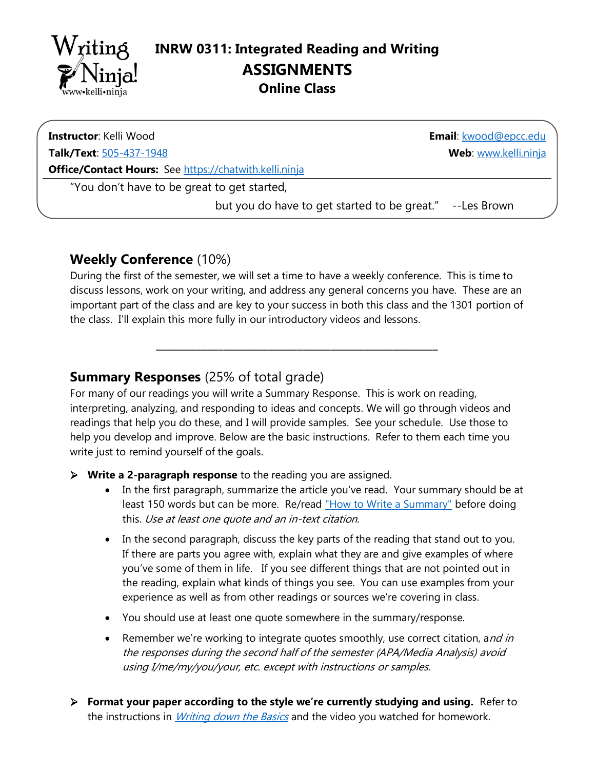# INRW 0311: Integrated Reading and Writing

## ASSIGNMENTS

### Online Class

**Instructor**: Kelli Wood **Email**: [kwood@epcc.edu](mailto:kwood@epcc.edu)

**Talk/Text**: [505-437-1948](tel:505-437-1948) **Web**: [www.kelli.ninja](http://www.kelli.ninja)

**Office/Contact Hours:** See [https://chatwith.kelli.ninja](https://chatwith.kelli.ninja)

"You don't have to be great to get started,
but you do have to get started to be great." --Les Brown

## Weekly Conference (10%)

During the first of the semester, we will set a time to have a weekly conference. This is time to discuss lessons, work on your writing, and address any general concerns you have. These are an important part of the class and are key to your success in both this class and the 1301 portion of the class. I'll explain this more fully in our introductory videos and lessons.

---

## Summary Responses (25% of total grade)

For many of our readings you will write a Summary Response. This is work on reading, interpreting, analyzing, and responding to ideas and concepts. We will go through videos and readings that help you do these, and I will provide samples. See your schedule. Use those to help you develop and improve. Below are the basic instructions. Refer to them each time you write just to remind yourself of the goals.

- **Write a 2-paragraph response** to the reading you are assigned.
  - In the first paragraph, summarize the article you've read. Your summary should be at least 150 words but can be more. Re/read ["How to Write a Summary"]() before doing this. *Use at least one quote and an in-text citation.*
  - In the second paragraph, discuss the key parts of the reading that stand out to you. If there are parts you agree with, explain what they are and give examples of where you've some of them in life. If you see different things that are not pointed out in the reading, explain what kinds of things you see. You can use examples from your experience as well as from other readings or sources we're covering in class.
  - You should use at least one quote somewhere in the summary/response.
  - Remember we're working to integrate quotes smoothly, use correct citation, a*nd in the responses during the second half of the semester (APA/Media Analysis) avoid using I/me/my/you/your, etc. except with instructions or samples.*
- **Format your paper according to the style we're currently studying and using.** Refer to the instructions in [*Writing down the Basics*]() and the video you watched for homework.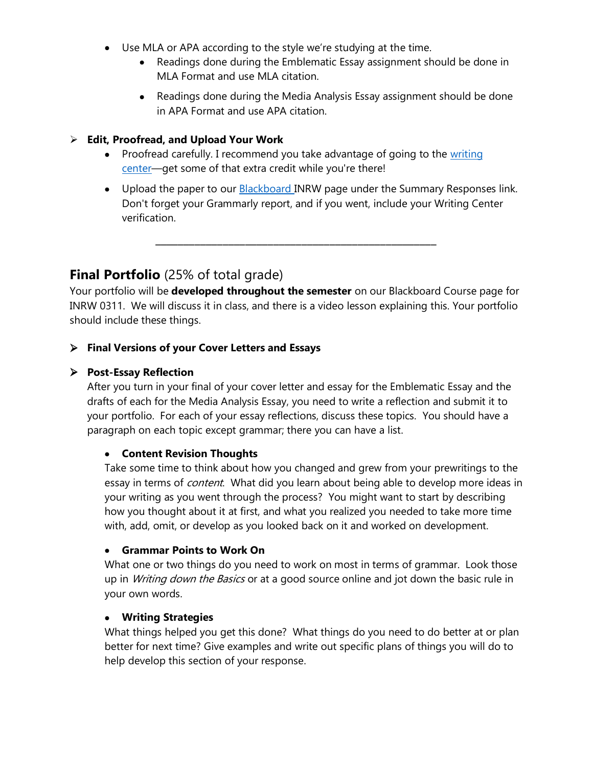- Use MLA or APA according to the style we're studying at the time.
    - Readings done during the Emblematic Essay assignment should be done in MLA Format and use MLA citation.
    - Readings done during the Media Analysis Essay assignment should be done in APA Format and use APA citation.

➢ **Edit, Proofread, and Upload Your Work**

- Proofread carefully. I recommend you take advantage of going to the [writing center]—get some of that extra credit while you're there!
- Upload the paper to our [Blackboard] INRW page under the Summary Responses link. Don't forget your Grammarly report, and if you went, include your Writing Center verification.

---

## **Final Portfolio** (25% of total grade)

Your portfolio will be **developed throughout the semester** on our Blackboard Course page for INRW 0311. We will discuss it in class, and there is a video lesson explaining this. Your portfolio should include these things.

➢ **Final Versions of your Cover Letters and Essays**

➢ **Post-Essay Reflection**

After you turn in your final of your cover letter and essay for the Emblematic Essay and the drafts of each for the Media Analysis Essay, you need to write a reflection and submit it to your portfolio. For each of your essay reflections, discuss these topics. You should have a paragraph on each topic except grammar; there you can have a list.

- **Content Revision Thoughts**
  Take some time to think about how you changed and grew from your prewritings to the essay in terms of *content*. What did you learn about being able to develop more ideas in your writing as you went through the process? You might want to start by describing how you thought about it at first, and what you realized you needed to take more time with, add, omit, or develop as you looked back on it and worked on development.

- **Grammar Points to Work On**
  What one or two things do you need to work on most in terms of grammar. Look those up in *Writing down the Basics* or at a good source online and jot down the basic rule in your own words.

- **Writing Strategies**
  What things helped you get this done? What things do you need to do better at or plan better for next time? Give examples and write out specific plans of things you will do to help develop this section of your response.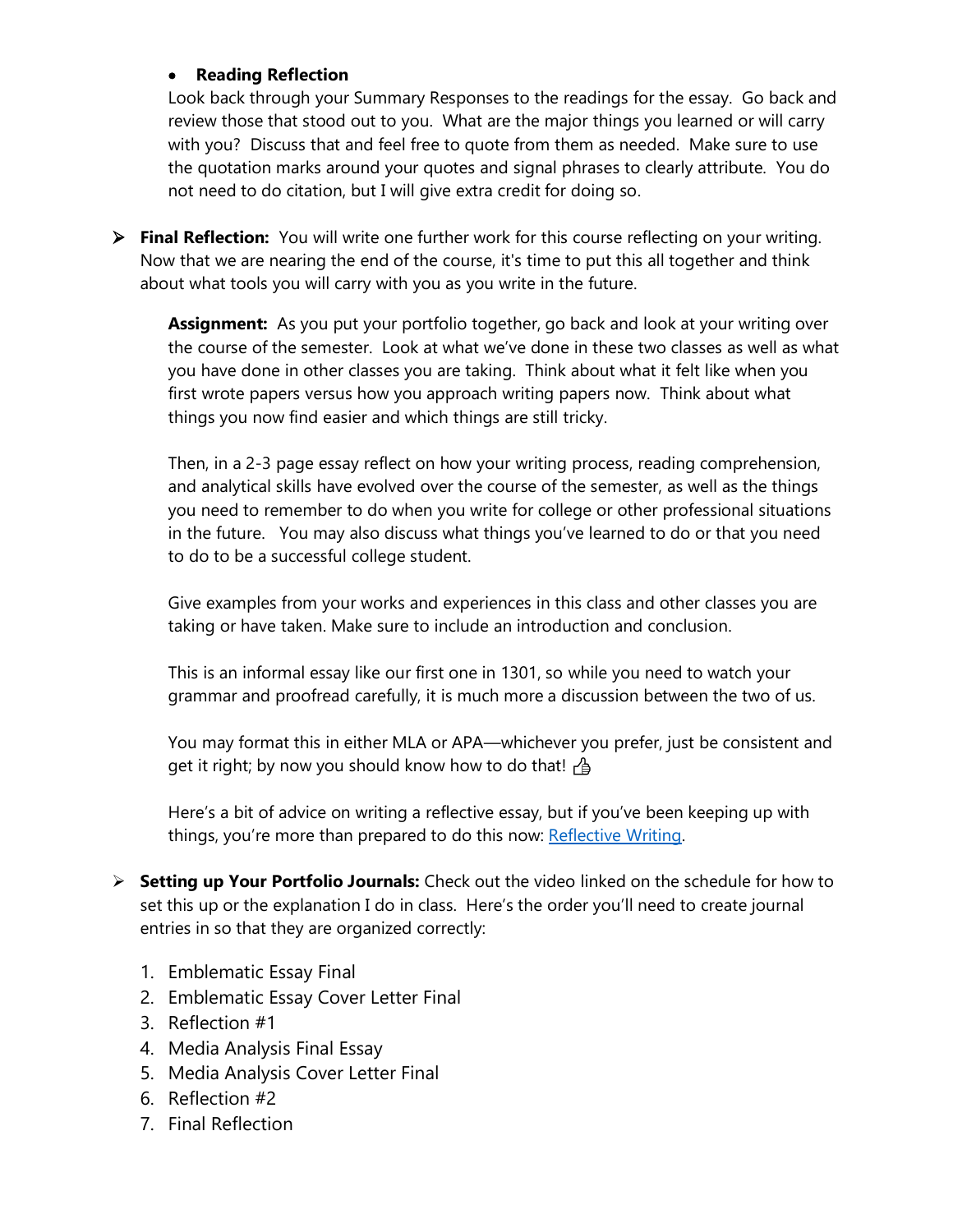- **Reading Reflection**

  Look back through your Summary Responses to the readings for the essay. Go back and review those that stood out to you. What are the major things you learned or will carry with you? Discuss that and feel free to quote from them as needed. Make sure to use the quotation marks around your quotes and signal phrases to clearly attribute. You do not need to do citation, but I will give extra credit for doing so.

- **Final Reflection:** You will write one further work for this course reflecting on your writing. Now that we are nearing the end of the course, it's time to put this all together and think about what tools you will carry with you as you write in the future.

  **Assignment:** As you put your portfolio together, go back and look at your writing over the course of the semester. Look at what we've done in these two classes as well as what you have done in other classes you are taking. Think about what it felt like when you first wrote papers versus how you approach writing papers now. Think about what things you now find easier and which things are still tricky.

  Then, in a 2-3 page essay reflect on how your writing process, reading comprehension, and analytical skills have evolved over the course of the semester, as well as the things you need to remember to do when you write for college or other professional situations in the future. You may also discuss what things you've learned to do or that you need to do to be a successful college student.

  Give examples from your works and experiences in this class and other classes you are taking or have taken. Make sure to include an introduction and conclusion.

  This is an informal essay like our first one in 1301, so while you need to watch your grammar and proofread carefully, it is much more a discussion between the two of us.

  You may format this in either MLA or APA—whichever you prefer, just be consistent and get it right; by now you should know how to do that! 👍

  Here's a bit of advice on writing a reflective essay, but if you've been keeping up with things, you're more than prepared to do this now: Reflective Writing.

- **Setting up Your Portfolio Journals:** Check out the video linked on the schedule for how to set this up or the explanation I do in class. Here's the order you'll need to create journal entries in so that they are organized correctly:

  1. Emblematic Essay Final
  2. Emblematic Essay Cover Letter Final
  3. Reflection #1
  4. Media Analysis Final Essay
  5. Media Analysis Cover Letter Final
  6. Reflection #2
  7. Final Reflection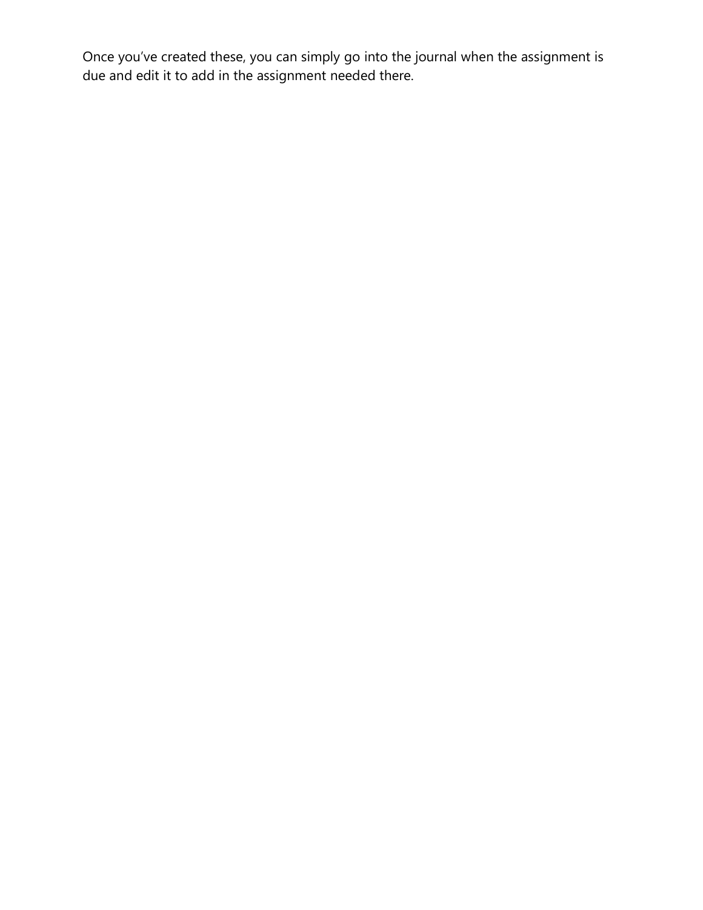Once you've created these, you can simply go into the journal when the assignment is due and edit it to add in the assignment needed there.